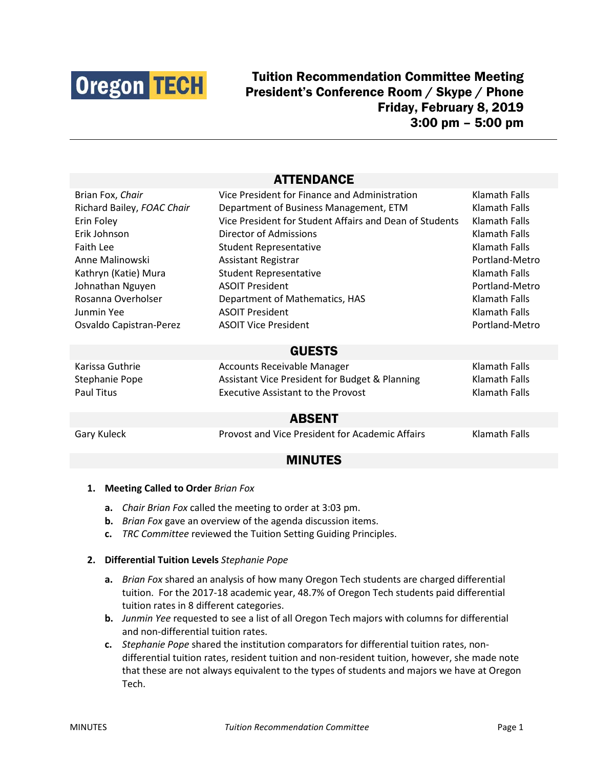Oregon TECH

# Tuition Recommendation Committee Meeting
## President's Conference Room / Skype / Phone
## Friday, February 8, 2019
## 3:00 pm – 5:00 pm

## ATTENDANCE

| | | |
|---|---|---|
| Brian Fox, *Chair* | Vice President for Finance and Administration | Klamath Falls |
| Richard Bailey, *FOAC Chair* | Department of Business Management, ETM | Klamath Falls |
| Erin Foley | Vice President for Student Affairs and Dean of Students | Klamath Falls |
| Erik Johnson | Director of Admissions | Klamath Falls |
| Faith Lee | Student Representative | Klamath Falls |
| Anne Malinowski | Assistant Registrar | Portland-Metro |
| Kathryn (Katie) Mura | Student Representative | Klamath Falls |
| Johnathan Nguyen | ASOIT President | Portland-Metro |
| Rosanna Overholser | Department of Mathematics, HAS | Klamath Falls |
| Junmin Yee | ASOIT President | Klamath Falls |
| Osvaldo Capistran-Perez | ASOIT Vice President | Portland-Metro |

## GUESTS

| | | |
|---|---|---|
| Karissa Guthrie | Accounts Receivable Manager | Klamath Falls |
| Stephanie Pope | Assistant Vice President for Budget & Planning | Klamath Falls |
| Paul Titus | Executive Assistant to the Provost | Klamath Falls |

## ABSENT

| | | |
|---|---|---|
| Gary Kuleck | Provost and Vice President for Academic Affairs | Klamath Falls |

## MINUTES

1. **Meeting Called to Order** *Brian Fox*
   - **a.** *Chair Brian Fox* called the meeting to order at 3:03 pm.
   - **b.** *Brian Fox* gave an overview of the agenda discussion items.
   - **c.** *TRC Committee* reviewed the Tuition Setting Guiding Principles.

2. **Differential Tuition Levels** *Stephanie Pope*
   - **a.** *Brian Fox* shared an analysis of how many Oregon Tech students are charged differential tuition. For the 2017-18 academic year, 48.7% of Oregon Tech students paid differential tuition rates in 8 different categories.
   - **b.** *Junmin Yee* requested to see a list of all Oregon Tech majors with columns for differential and non-differential tuition rates.
   - **c.** *Stephanie Pope* shared the institution comparators for differential tuition rates, non-differential tuition rates, resident tuition and non-resident tuition, however, she made note that these are not always equivalent to the types of students and majors we have at Oregon Tech.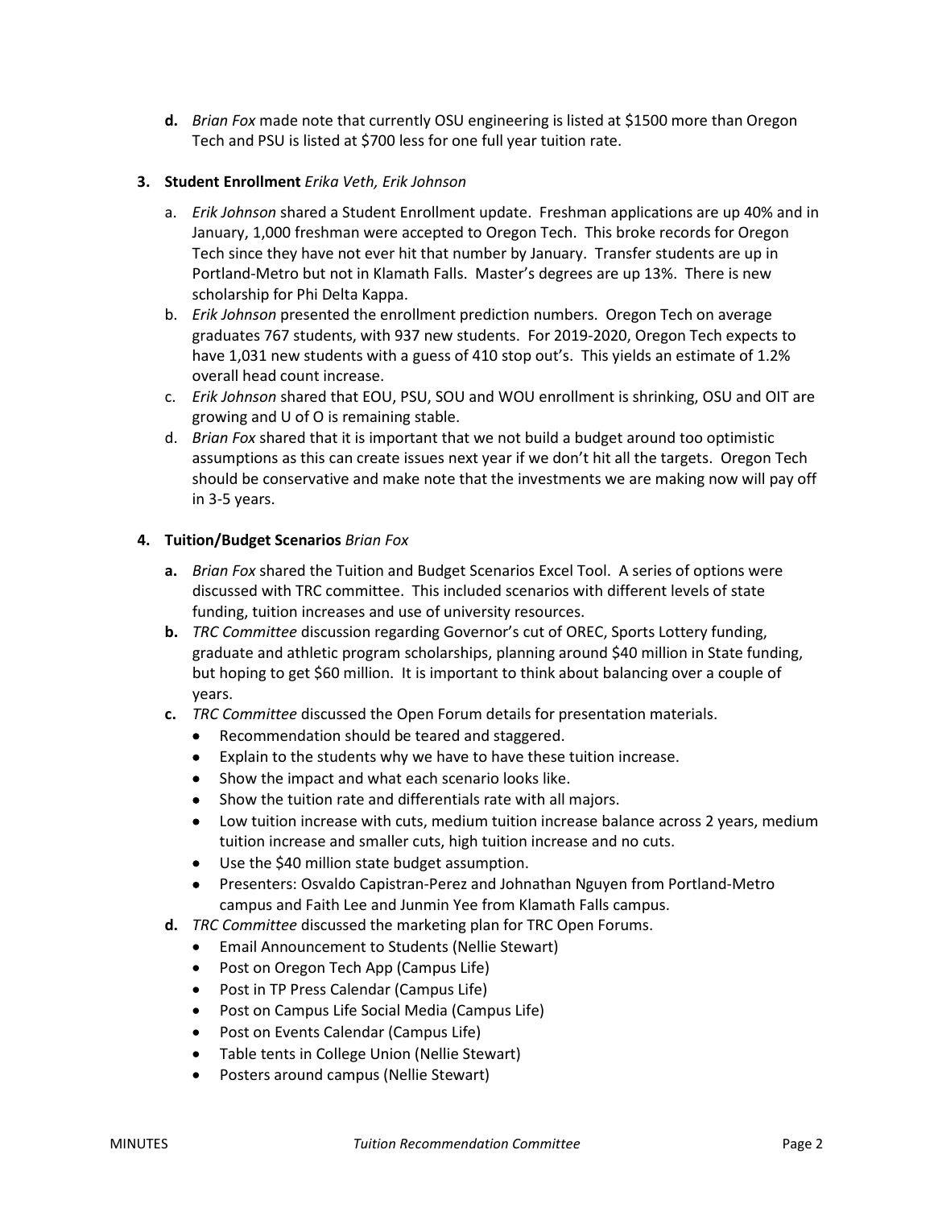**d.** *Brian Fox* made note that currently OSU engineering is listed at $1500 more than Oregon Tech and PSU is listed at $700 less for one full year tuition rate.

**3. Student Enrollment** *Erika Veth, Erik Johnson*

a. *Erik Johnson* shared a Student Enrollment update. Freshman applications are up 40% and in January, 1,000 freshman were accepted to Oregon Tech. This broke records for Oregon Tech since they have not ever hit that number by January. Transfer students are up in Portland-Metro but not in Klamath Falls. Master's degrees are up 13%. There is new scholarship for Phi Delta Kappa.

b. *Erik Johnson* presented the enrollment prediction numbers. Oregon Tech on average graduates 767 students, with 937 new students. For 2019-2020, Oregon Tech expects to have 1,031 new students with a guess of 410 stop out's. This yields an estimate of 1.2% overall head count increase.

c. *Erik Johnson* shared that EOU, PSU, SOU and WOU enrollment is shrinking, OSU and OIT are growing and U of O is remaining stable.

d. *Brian Fox* shared that it is important that we not build a budget around too optimistic assumptions as this can create issues next year if we don't hit all the targets. Oregon Tech should be conservative and make note that the investments we are making now will pay off in 3-5 years.

**4. Tuition/Budget Scenarios** *Brian Fox*

**a.** *Brian Fox* shared the Tuition and Budget Scenarios Excel Tool. A series of options were discussed with TRC committee. This included scenarios with different levels of state funding, tuition increases and use of university resources.

**b.** *TRC Committee* discussion regarding Governor's cut of OREC, Sports Lottery funding, graduate and athletic program scholarships, planning around $40 million in State funding, but hoping to get $60 million. It is important to think about balancing over a couple of years.

**c.** *TRC Committee* discussed the Open Forum details for presentation materials.

- Recommendation should be teared and staggered.
- Explain to the students why we have to have these tuition increase.
- Show the impact and what each scenario looks like.
- Show the tuition rate and differentials rate with all majors.
- Low tuition increase with cuts, medium tuition increase balance across 2 years, medium tuition increase and smaller cuts, high tuition increase and no cuts.
- Use the $40 million state budget assumption.
- Presenters: Osvaldo Capistran-Perez and Johnathan Nguyen from Portland-Metro campus and Faith Lee and Junmin Yee from Klamath Falls campus.

**d.** *TRC Committee* discussed the marketing plan for TRC Open Forums.

- Email Announcement to Students (Nellie Stewart)
- Post on Oregon Tech App (Campus Life)
- Post in TP Press Calendar (Campus Life)
- Post on Campus Life Social Media (Campus Life)
- Post on Events Calendar (Campus Life)
- Table tents in College Union (Nellie Stewart)
- Posters around campus (Nellie Stewart)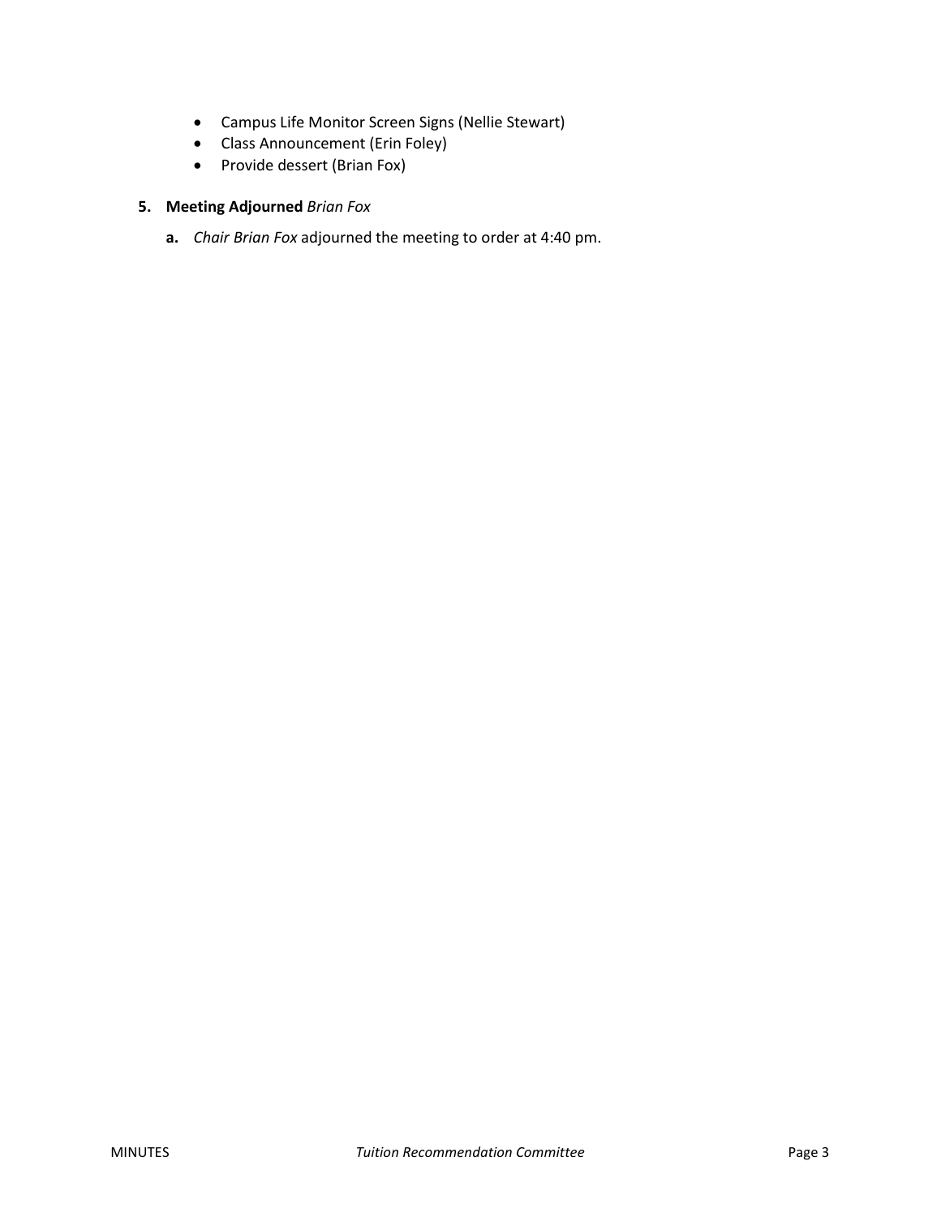- Campus Life Monitor Screen Signs (Nellie Stewart)
- Class Announcement (Erin Foley)
- Provide dessert (Brian Fox)

5. **Meeting Adjourned** *Brian Fox*

   a. *Chair Brian Fox* adjourned the meeting to order at 4:40 pm.